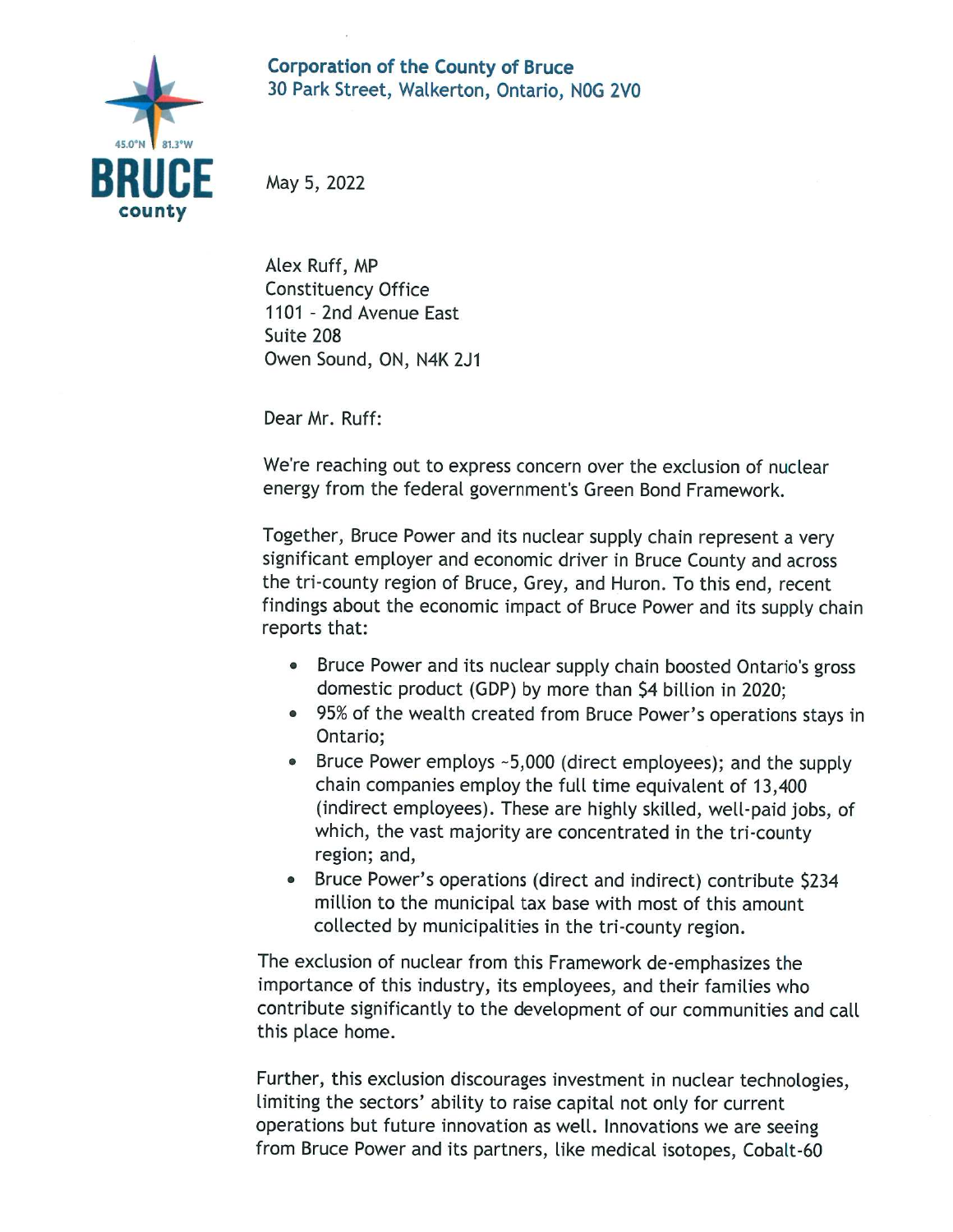**Corporation of the County of Bruce**
30 Park Street, Walkerton, Ontario, N0G 2V0

May 5, 2022

Alex Ruff, MP
Constituency Office
1101 - 2nd Avenue East
Suite 208
Owen Sound, ON, N4K 2J1

Dear Mr. Ruff:

We're reaching out to express concern over the exclusion of nuclear energy from the federal government's Green Bond Framework.

Together, Bruce Power and its nuclear supply chain represent a very significant employer and economic driver in Bruce County and across the tri-county region of Bruce, Grey, and Huron. To this end, recent findings about the economic impact of Bruce Power and its supply chain reports that:

- Bruce Power and its nuclear supply chain boosted Ontario's gross domestic product (GDP) by more than $4 billion in 2020;
- 95% of the wealth created from Bruce Power's operations stays in Ontario;
- Bruce Power employs ~5,000 (direct employees); and the supply chain companies employ the full time equivalent of 13,400 (indirect employees). These are highly skilled, well-paid jobs, of which, the vast majority are concentrated in the tri-county region; and,
- Bruce Power's operations (direct and indirect) contribute $234 million to the municipal tax base with most of this amount collected by municipalities in the tri-county region.

The exclusion of nuclear from this Framework de-emphasizes the importance of this industry, its employees, and their families who contribute significantly to the development of our communities and call this place home.

Further, this exclusion discourages investment in nuclear technologies, limiting the sectors' ability to raise capital not only for current operations but future innovation as well. Innovations we are seeing from Bruce Power and its partners, like medical isotopes, Cobalt-60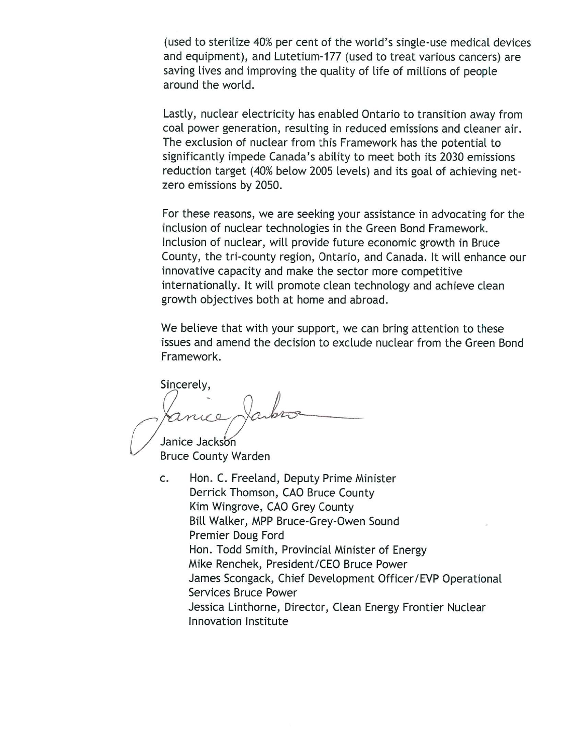(used to sterilize 40% per cent of the world's single-use medical devices and equipment), and Lutetium-177 (used to treat various cancers) are saving lives and improving the quality of life of millions of people around the world.

Lastly, nuclear electricity has enabled Ontario to transition away from coal power generation, resulting in reduced emissions and cleaner air. The exclusion of nuclear from this Framework has the potential to significantly impede Canada's ability to meet both its 2030 emissions reduction target (40% below 2005 levels) and its goal of achieving net-zero emissions by 2050.

For these reasons, we are seeking your assistance in advocating for the inclusion of nuclear technologies in the Green Bond Framework. Inclusion of nuclear, will provide future economic growth in Bruce County, the tri-county region, Ontario, and Canada. It will enhance our innovative capacity and make the sector more competitive internationally. It will promote clean technology and achieve clean growth objectives both at home and abroad.

We believe that with your support, we can bring attention to these issues and amend the decision to exclude nuclear from the Green Bond Framework.

Sincerely,

Janice Jackson
Bruce County Warden

c. Hon. C. Freeland, Deputy Prime Minister
Derrick Thomson, CAO Bruce County
Kim Wingrove, CAO Grey County
Bill Walker, MPP Bruce-Grey-Owen Sound
Premier Doug Ford
Hon. Todd Smith, Provincial Minister of Energy
Mike Renchek, President/CEO Bruce Power
James Scongack, Chief Development Officer/EVP Operational Services Bruce Power
Jessica Linthorne, Director, Clean Energy Frontier Nuclear Innovation Institute